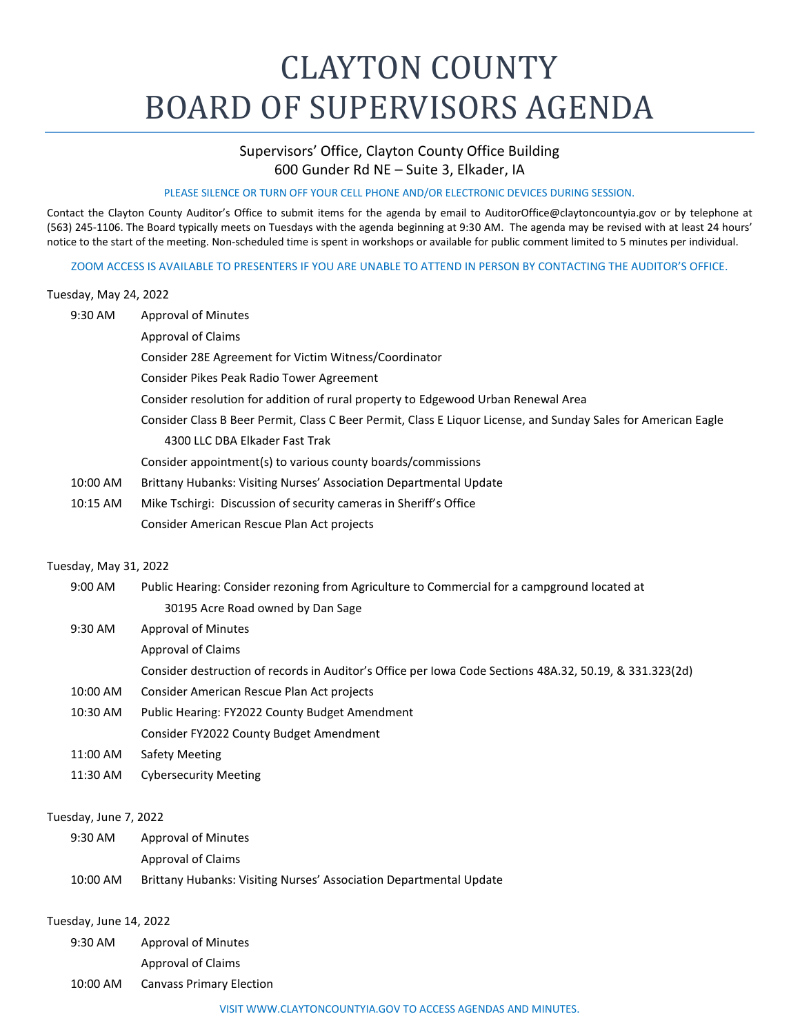# CLAYTON COUNTY BOARD OF SUPERVISORS AGENDA

Supervisors' Office, Clayton County Office Building
600 Gunder Rd NE – Suite 3, Elkader, IA

PLEASE SILENCE OR TURN OFF YOUR CELL PHONE AND/OR ELECTRONIC DEVICES DURING SESSION.

Contact the Clayton County Auditor's Office to submit items for the agenda by email to AuditorOffice@claytoncountyia.gov or by telephone at (563) 245-1106. The Board typically meets on Tuesdays with the agenda beginning at 9:30 AM. The agenda may be revised with at least 24 hours' notice to the start of the meeting. Non-scheduled time is spent in workshops or available for public comment limited to 5 minutes per individual.

ZOOM ACCESS IS AVAILABLE TO PRESENTERS IF YOU ARE UNABLE TO ATTEND IN PERSON BY CONTACTING THE AUDITOR'S OFFICE.

Tuesday, May 24, 2022

| | |
|---|---|
| 9:30 AM | Approval of Minutes |
| | Approval of Claims |
| | Consider 28E Agreement for Victim Witness/Coordinator |
| | Consider Pikes Peak Radio Tower Agreement |
| | Consider resolution for addition of rural property to Edgewood Urban Renewal Area |
| | Consider Class B Beer Permit, Class C Beer Permit, Class E Liquor License, and Sunday Sales for American Eagle 4300 LLC DBA Elkader Fast Trak |
| | Consider appointment(s) to various county boards/commissions |
| 10:00 AM | Brittany Hubanks: Visiting Nurses' Association Departmental Update |
| 10:15 AM | Mike Tschirgi: Discussion of security cameras in Sheriff's Office |
| | Consider American Rescue Plan Act projects |

Tuesday, May 31, 2022

| | |
|---|---|
| 9:00 AM | Public Hearing: Consider rezoning from Agriculture to Commercial for a campground located at 30195 Acre Road owned by Dan Sage |
| 9:30 AM | Approval of Minutes |
| | Approval of Claims |
| | Consider destruction of records in Auditor's Office per Iowa Code Sections 48A.32, 50.19, & 331.323(2d) |
| 10:00 AM | Consider American Rescue Plan Act projects |
| 10:30 AM | Public Hearing: FY2022 County Budget Amendment |
| | Consider FY2022 County Budget Amendment |
| 11:00 AM | Safety Meeting |
| 11:30 AM | Cybersecurity Meeting |

Tuesday, June 7, 2022

| | |
|---|---|
| 9:30 AM | Approval of Minutes |
| | Approval of Claims |
| 10:00 AM | Brittany Hubanks: Visiting Nurses' Association Departmental Update |

Tuesday, June 14, 2022

| | |
|---|---|
| 9:30 AM | Approval of Minutes |
| | Approval of Claims |
| 10:00 AM | Canvass Primary Election |

VISIT WWW.CLAYTONCOUNTYIA.GOV TO ACCESS AGENDAS AND MINUTES.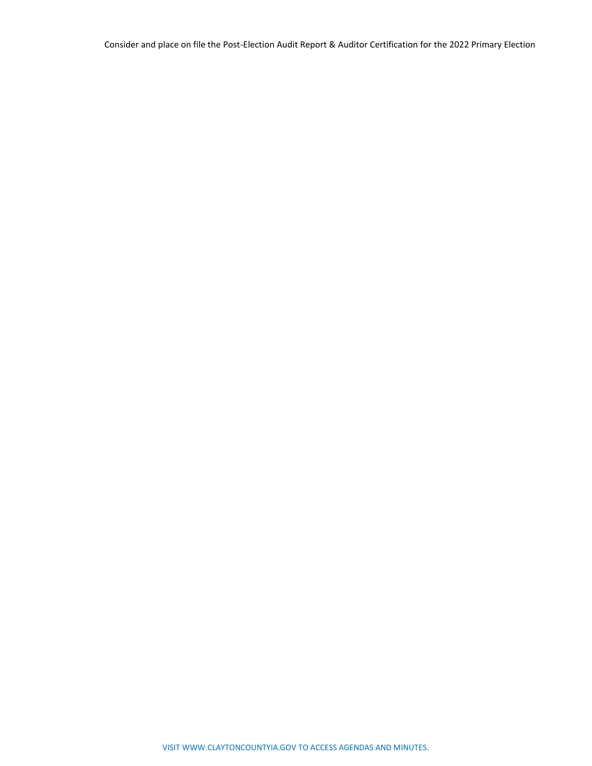Consider and place on file the Post-Election Audit Report & Auditor Certification for the 2022 Primary Election

VISIT WWW.CLAYTONCOUNTYIA.GOV TO ACCESS AGENDAS AND MINUTES.